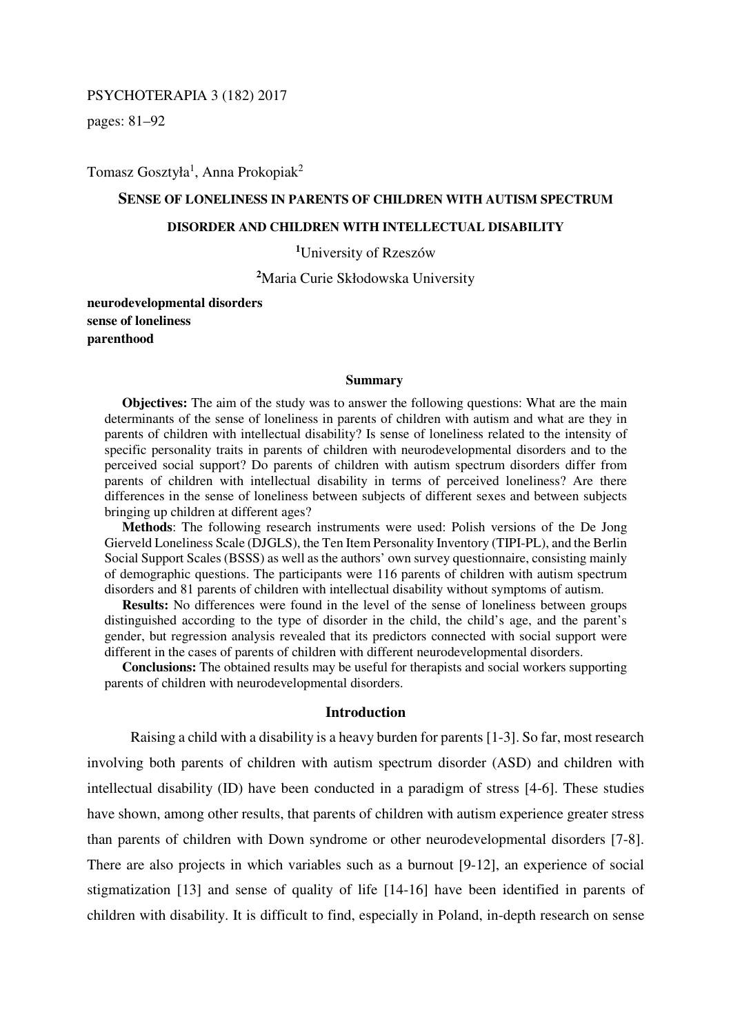Tomasz Gosztyła[1], Anna Prokopiak[2]

# SENSE OF LONELINESS IN PARENTS OF CHILDREN WITH AUTISM SPECTRUM DISORDER AND CHILDREN WITH INTELLECTUAL DISABILITY

[1]University of Rzeszów

[2]Maria Curie Skłodowska University

**neurodevelopmental disorders**
**sense of loneliness**
**parenthood**

### Summary

**Objectives:** The aim of the study was to answer the following questions: What are the main determinants of the sense of loneliness in parents of children with autism and what are they in parents of children with intellectual disability? Is sense of loneliness related to the intensity of specific personality traits in parents of children with neurodevelopmental disorders and to the perceived social support? Do parents of children with autism spectrum disorders differ from parents of children with intellectual disability in terms of perceived loneliness? Are there differences in the sense of loneliness between subjects of different sexes and between subjects bringing up children at different ages?

**Methods**: The following research instruments were used: Polish versions of the De Jong Gierveld Loneliness Scale (DJGLS), the Ten Item Personality Inventory (TIPI-PL), and the Berlin Social Support Scales (BSSS) as well as the authors' own survey questionnaire, consisting mainly of demographic questions. The participants were 116 parents of children with autism spectrum disorders and 81 parents of children with intellectual disability without symptoms of autism.

**Results:** No differences were found in the level of the sense of loneliness between groups distinguished according to the type of disorder in the child, the child's age, and the parent's gender, but regression analysis revealed that its predictors connected with social support were different in the cases of parents of children with different neurodevelopmental disorders.

**Conclusions:** The obtained results may be useful for therapists and social workers supporting parents of children with neurodevelopmental disorders.

## Introduction

Raising a child with a disability is a heavy burden for parents [1-3]. So far, most research involving both parents of children with autism spectrum disorder (ASD) and children with intellectual disability (ID) have been conducted in a paradigm of stress [4-6]. These studies have shown, among other results, that parents of children with autism experience greater stress than parents of children with Down syndrome or other neurodevelopmental disorders [7-8]. There are also projects in which variables such as a burnout [9-12], an experience of social stigmatization [13] and sense of quality of life [14-16] have been identified in parents of children with disability. It is difficult to find, especially in Poland, in-depth research on sense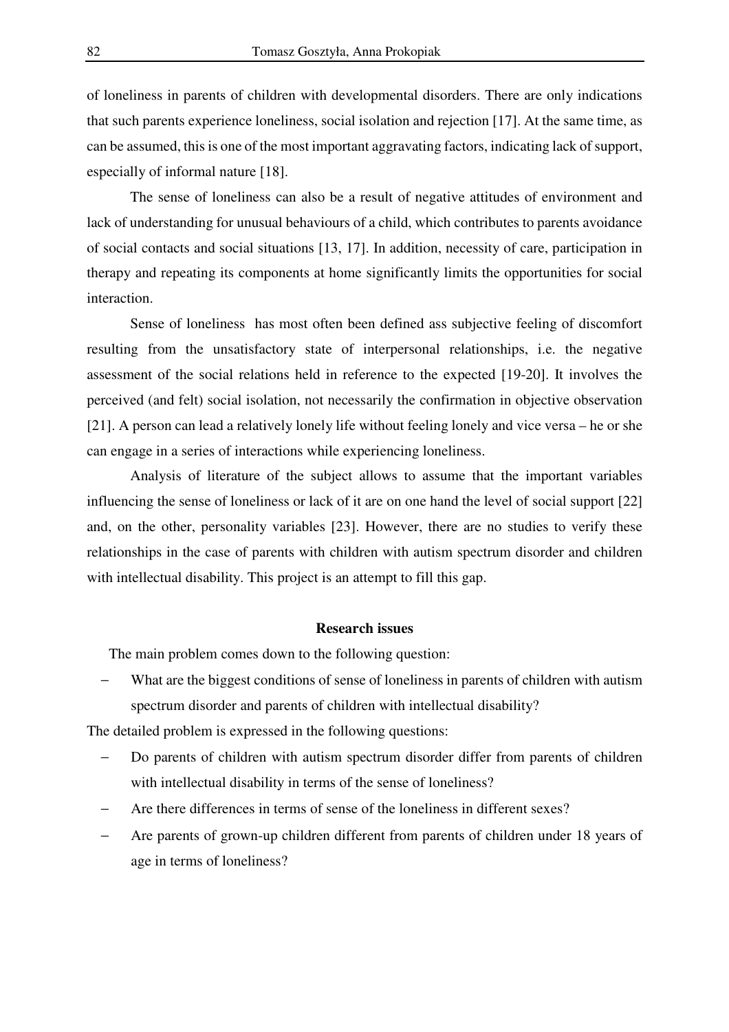of loneliness in parents of children with developmental disorders. There are only indications that such parents experience loneliness, social isolation and rejection [17]. At the same time, as can be assumed, this is one of the most important aggravating factors, indicating lack of support, especially of informal nature [18].

The sense of loneliness can also be a result of negative attitudes of environment and lack of understanding for unusual behaviours of a child, which contributes to parents avoidance of social contacts and social situations [13, 17]. In addition, necessity of care, participation in therapy and repeating its components at home significantly limits the opportunities for social interaction.

Sense of loneliness  has most often been defined ass subjective feeling of discomfort resulting from the unsatisfactory state of interpersonal relationships, i.e. the negative assessment of the social relations held in reference to the expected [19-20]. It involves the perceived (and felt) social isolation, not necessarily the confirmation in objective observation [21]. A person can lead a relatively lonely life without feeling lonely and vice versa – he or she can engage in a series of interactions while experiencing loneliness.

Analysis of literature of the subject allows to assume that the important variables influencing the sense of loneliness or lack of it are on one hand the level of social support [22] and, on the other, personality variables [23]. However, there are no studies to verify these relationships in the case of parents with children with autism spectrum disorder and children with intellectual disability. This project is an attempt to fill this gap.

## Research issues

The main problem comes down to the following question:

- What are the biggest conditions of sense of loneliness in parents of children with autism spectrum disorder and parents of children with intellectual disability?

The detailed problem is expressed in the following questions:

- Do parents of children with autism spectrum disorder differ from parents of children with intellectual disability in terms of the sense of loneliness?
- Are there differences in terms of sense of the loneliness in different sexes?
- Are parents of grown-up children different from parents of children under 18 years of age in terms of loneliness?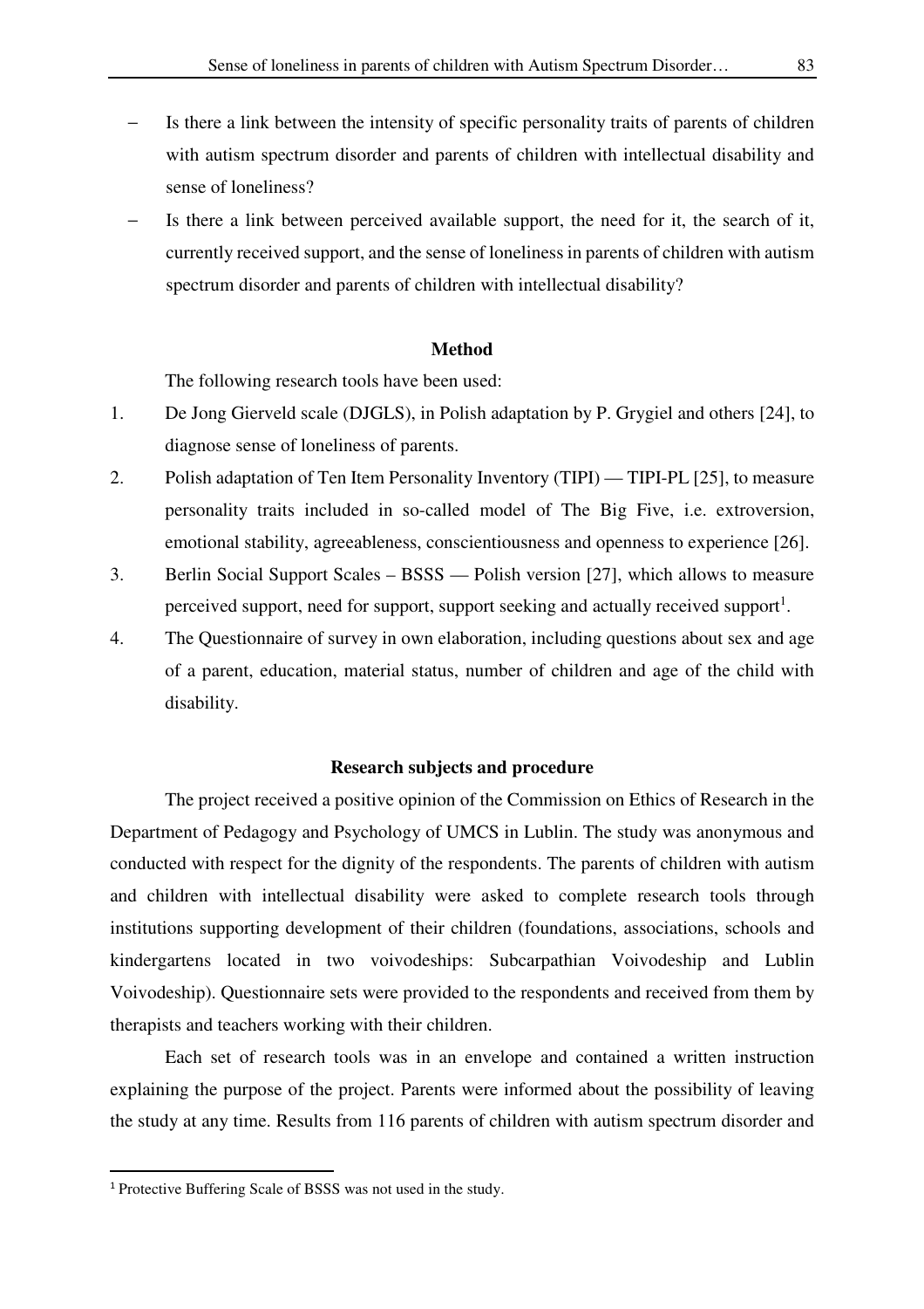- Is there a link between the intensity of specific personality traits of parents of children with autism spectrum disorder and parents of children with intellectual disability and sense of loneliness?
- Is there a link between perceived available support, the need for it, the search of it, currently received support, and the sense of loneliness in parents of children with autism spectrum disorder and parents of children with intellectual disability?

## Method

The following research tools have been used:

1. De Jong Gierveld scale (DJGLS), in Polish adaptation by P. Grygiel and others [24], to diagnose sense of loneliness of parents.
2. Polish adaptation of Ten Item Personality Inventory (TIPI) — TIPI-PL [25], to measure personality traits included in so-called model of The Big Five, i.e. extroversion, emotional stability, agreeableness, conscientiousness and openness to experience [26].
3. Berlin Social Support Scales – BSSS — Polish version [27], which allows to measure perceived support, need for support, support seeking and actually received support[1].
4. The Questionnaire of survey in own elaboration, including questions about sex and age of a parent, education, material status, number of children and age of the child with disability.

## Research subjects and procedure

The project received a positive opinion of the Commission on Ethics of Research in the Department of Pedagogy and Psychology of UMCS in Lublin. The study was anonymous and conducted with respect for the dignity of the respondents. The parents of children with autism and children with intellectual disability were asked to complete research tools through institutions supporting development of their children (foundations, associations, schools and kindergartens located in two voivodeships: Subcarpathian Voivodeship and Lublin Voivodeship). Questionnaire sets were provided to the respondents and received from them by therapists and teachers working with their children.

Each set of research tools was in an envelope and contained a written instruction explaining the purpose of the project. Parents were informed about the possibility of leaving the study at any time. Results from 116 parents of children with autism spectrum disorder and

[1] Protective Buffering Scale of BSSS was not used in the study.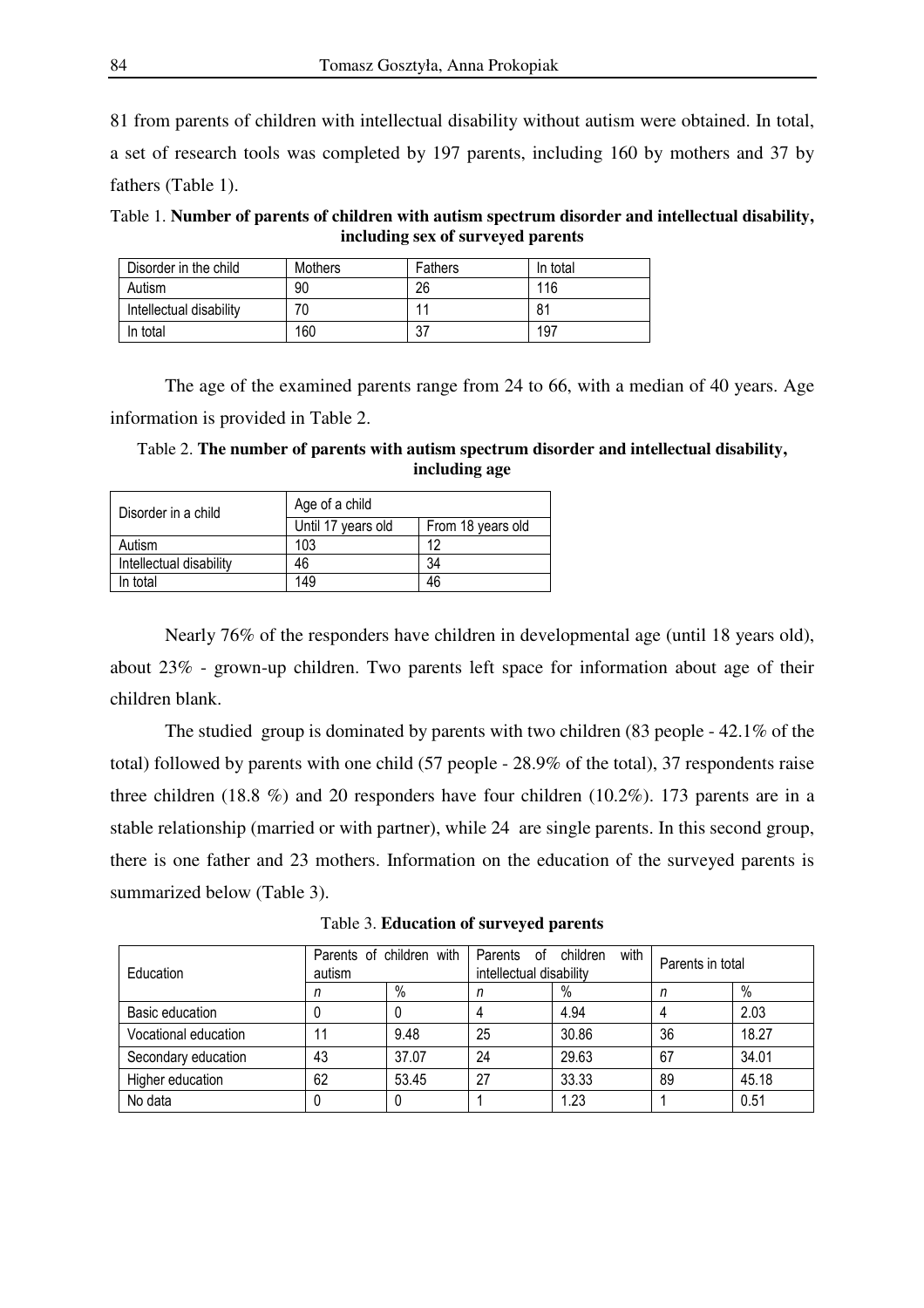81 from parents of children with intellectual disability without autism were obtained. In total, a set of research tools was completed by 197 parents, including 160 by mothers and 37 by fathers (Table 1).

Table 1. **Number of parents of children with autism spectrum disorder and intellectual disability, including sex of surveyed parents**

| Disorder in the child | Mothers | Fathers | In total |
|---|---|---|---|
| Autism | 90 | 26 | 116 |
| Intellectual disability | 70 | 11 | 81 |
| In total | 160 | 37 | 197 |

The age of the examined parents range from 24 to 66, with a median of 40 years. Age information is provided in Table 2.

Table 2. **The number of parents with autism spectrum disorder and intellectual disability, including age**

| Disorder in a child | Age of a child | |
|---|---|---|
| | Until 17 years old | From 18 years old |
| Autism | 103 | 12 |
| Intellectual disability | 46 | 34 |
| In total | 149 | 46 |

Nearly 76% of the responders have children in developmental age (until 18 years old), about 23% - grown-up children. Two parents left space for information about age of their children blank.

The studied group is dominated by parents with two children (83 people - 42.1% of the total) followed by parents with one child (57 people - 28.9% of the total), 37 respondents raise three children (18.8 %) and 20 responders have four children (10.2%). 173 parents are in a stable relationship (married or with partner), while 24 are single parents. In this second group, there is one father and 23 mothers. Information on the education of the surveyed parents is summarized below (Table 3).

Table 3. **Education of surveyed parents**

| Education | Parents of children with autism | | Parents of children with intellectual disability | | Parents in total | |
|---|---|---|---|---|---|---|
| | *n* | % | *n* | % | *n* | % |
| Basic education | 0 | 0 | 4 | 4.94 | 4 | 2.03 |
| Vocational education | 11 | 9.48 | 25 | 30.86 | 36 | 18.27 |
| Secondary education | 43 | 37.07 | 24 | 29.63 | 67 | 34.01 |
| Higher education | 62 | 53.45 | 27 | 33.33 | 89 | 45.18 |
| No data | 0 | 0 | 1 | 1.23 | 1 | 0.51 |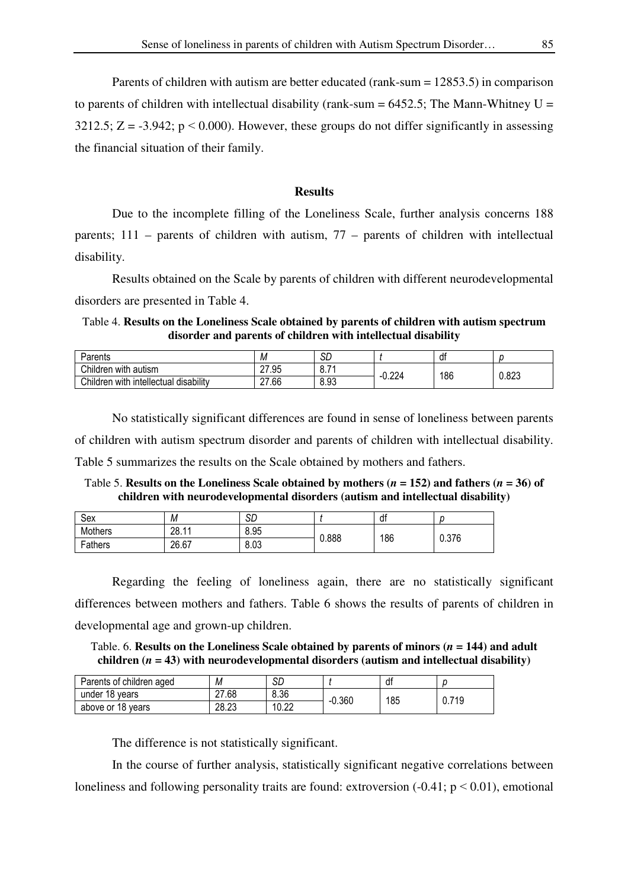Parents of children with autism are better educated (rank-sum = 12853.5) in comparison to parents of children with intellectual disability (rank-sum = 6452.5; The Mann-Whitney U = 3212.5; Z = -3.942; $p < 0.000$). However, these groups do not differ significantly in assessing the financial situation of their family.

## Results

Due to the incomplete filling of the Loneliness Scale, further analysis concerns 188 parents; 111 – parents of children with autism, 77 – parents of children with intellectual disability.

Results obtained on the Scale by parents of children with different neurodevelopmental disorders are presented in Table 4.

Table 4. **Results on the Loneliness Scale obtained by parents of children with autism spectrum disorder and parents of children with intellectual disability**

| Parents | *M* | *SD* | *t* | df | *p* |
|---|---|---|---|---|---|
| Children with autism | 27.95 | 8.71 | -0.224 | 186 | 0.823 |
| Children with intellectual disability | 27.66 | 8.93 | | | |

No statistically significant differences are found in sense of loneliness between parents of children with autism spectrum disorder and parents of children with intellectual disability. Table 5 summarizes the results on the Scale obtained by mothers and fathers.

Table 5. **Results on the Loneliness Scale obtained by mothers (*n* = 152) and fathers (*n* = 36) of children with neurodevelopmental disorders (autism and intellectual disability)**

| Sex | *M* | *SD* | *t* | df | *p* |
|---|---|---|---|---|---|
| Mothers | 28.11 | 8.95 | 0.888 | 186 | 0.376 |
| Fathers | 26.67 | 8.03 | | | |

Regarding the feeling of loneliness again, there are no statistically significant differences between mothers and fathers. Table 6 shows the results of parents of children in developmental age and grown-up children.

Table. 6. **Results on the Loneliness Scale obtained by parents of minors (*n* = 144) and adult children (*n* = 43) with neurodevelopmental disorders (autism and intellectual disability)**

| Parents of children aged | *M* | *SD* | *t* | df | *p* |
|---|---|---|---|---|---|
| under 18 years | 27.68 | 8.36 | -0.360 | 185 | 0.719 |
| above or 18 years | 28.23 | 10.22 | | | |

The difference is not statistically significant.

In the course of further analysis, statistically significant negative correlations between loneliness and following personality traits are found: extroversion (-0.41; $p < 0.01$), emotional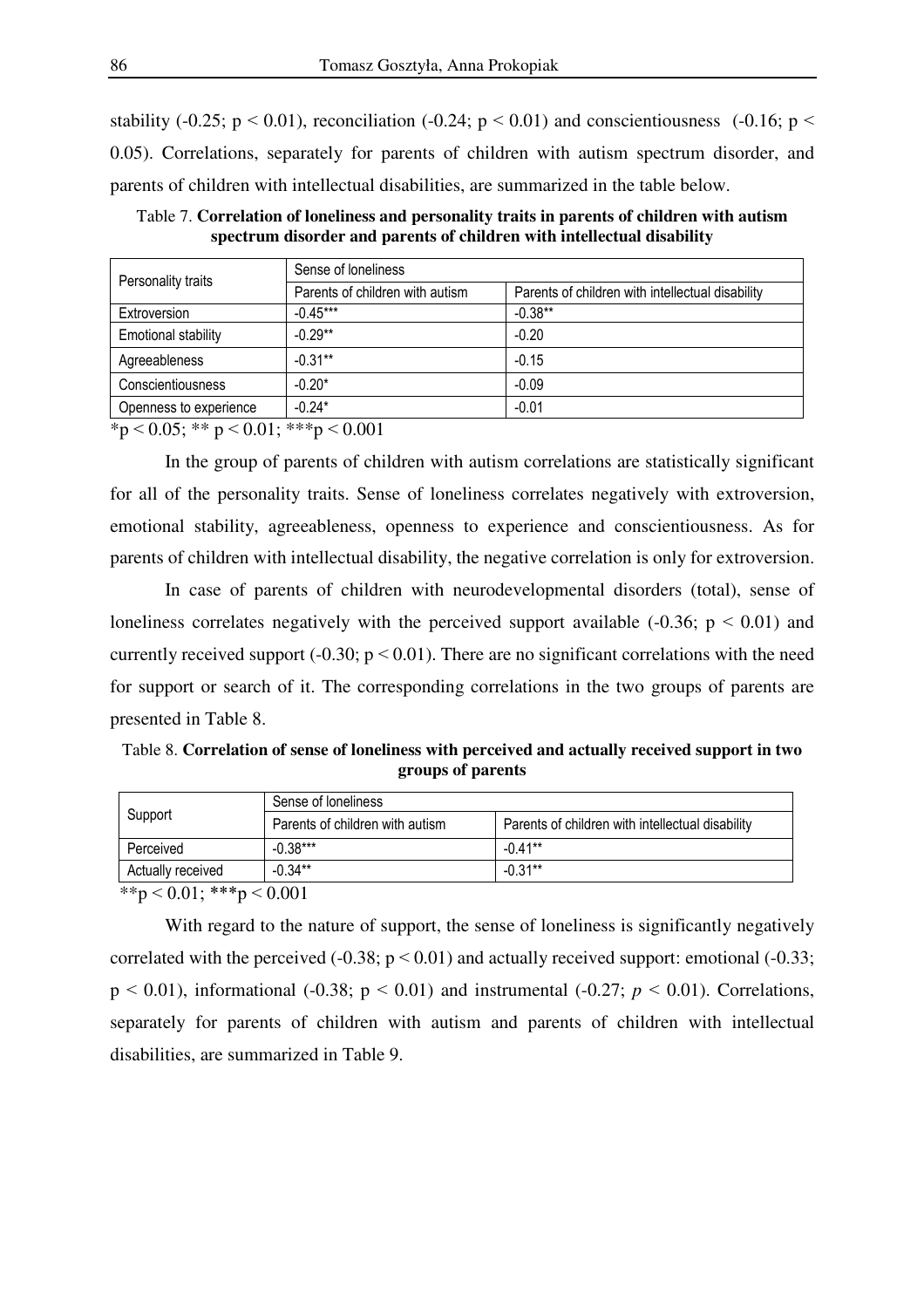stability ($-0.25$; $p < 0.01$), reconciliation ($-0.24$; $p < 0.01$) and conscientiousness ($-0.16$; $p < 0.05$). Correlations, separately for parents of children with autism spectrum disorder, and parents of children with intellectual disabilities, are summarized in the table below.

Table 7. **Correlation of loneliness and personality traits in parents of children with autism spectrum disorder and parents of children with intellectual disability**

| Personality traits | Sense of loneliness | |
|---|---|---|
| | Parents of children with autism | Parents of children with intellectual disability |
| Extroversion | -0.45*** | -0.38** |
| Emotional stability | -0.29** | -0.20 |
| Agreeableness | -0.31** | -0.15 |
| Conscientiousness | -0.20* | -0.09 |
| Openness to experience | -0.24* | -0.01 |

*$p < 0.05$; ** $p < 0.01$; ***$p < 0.001$

In the group of parents of children with autism correlations are statistically significant for all of the personality traits. Sense of loneliness correlates negatively with extroversion, emotional stability, agreeableness, openness to experience and conscientiousness. As for parents of children with intellectual disability, the negative correlation is only for extroversion.

In case of parents of children with neurodevelopmental disorders (total), sense of loneliness correlates negatively with the perceived support available ($-0.36$; $p < 0.01$) and currently received support ($-0.30$; $p < 0.01$). There are no significant correlations with the need for support or search of it. The corresponding correlations in the two groups of parents are presented in Table 8.

Table 8. **Correlation of sense of loneliness with perceived and actually received support in two groups of parents**

| Support | Sense of loneliness | |
|---|---|---|
| | Parents of children with autism | Parents of children with intellectual disability |
| Perceived | -0.38*** | -0.41** |
| Actually received | -0.34** | -0.31** |

**$p < 0.01$; ***$p < 0.001$

With regard to the nature of support, the sense of loneliness is significantly negatively correlated with the perceived ($-0.38$; $p < 0.01$) and actually received support: emotional ($-0.33$; $p < 0.01$), informational ($-0.38$; $p < 0.01$) and instrumental ($-0.27$; $p < 0.01$). Correlations, separately for parents of children with autism and parents of children with intellectual disabilities, are summarized in Table 9.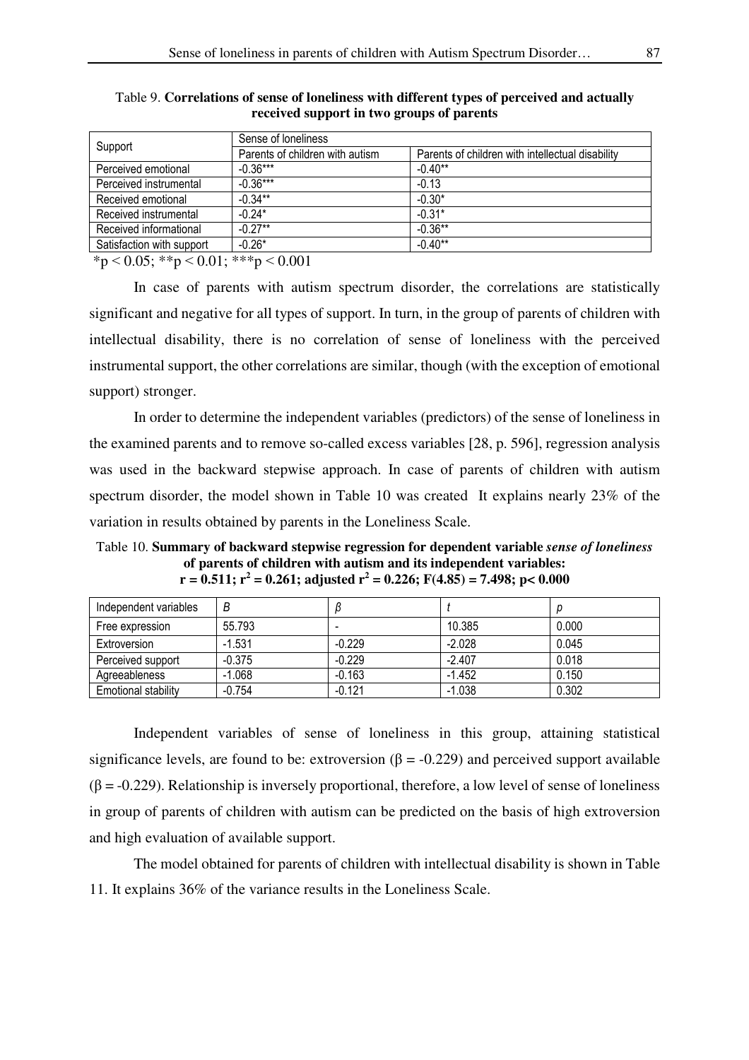Table 9. **Correlations of sense of loneliness with different types of perceived and actually received support in two groups of parents**

| Support | Sense of loneliness | |
|---|---|---|
| | Parents of children with autism | Parents of children with intellectual disability |
| Perceived emotional | -0.36*** | -0.40** |
| Perceived instrumental | -0.36*** | -0.13 |
| Received emotional | -0.34** | -0.30* |
| Received instrumental | -0.24* | -0.31* |
| Received informational | -0.27** | -0.36** |
| Satisfaction with support | -0.26* | -0.40** |

*p < 0.05; **p < 0.01; ***p < 0.001

In case of parents with autism spectrum disorder, the correlations are statistically significant and negative for all types of support. In turn, in the group of parents of children with intellectual disability, there is no correlation of sense of loneliness with the perceived instrumental support, the other correlations are similar, though (with the exception of emotional support) stronger.

In order to determine the independent variables (predictors) of the sense of loneliness in the examined parents and to remove so-called excess variables [28, p. 596], regression analysis was used in the backward stepwise approach. In case of parents of children with autism spectrum disorder, the model shown in Table 10 was created It explains nearly 23% of the variation in results obtained by parents in the Loneliness Scale.

Table 10. **Summary of backward stepwise regression for dependent variable *sense of loneliness* of parents of children with autism and its independent variables: $r = 0.511$; $r^2 = 0.261$; adjusted $r^2 = 0.226$; $F(4.85) = 7.498$; $p < 0.000$**

| Independent variables | *B* | *β* | *t* | *p* |
|---|---|---|---|---|
| Free expression | 55.793 | - | 10.385 | 0.000 |
| Extroversion | -1.531 | -0.229 | -2.028 | 0.045 |
| Perceived support | -0.375 | -0.229 | -2.407 | 0.018 |
| Agreeableness | -1.068 | -0.163 | -1.452 | 0.150 |
| Emotional stability | -0.754 | -0.121 | -1.038 | 0.302 |

Independent variables of sense of loneliness in this group, attaining statistical significance levels, are found to be: extroversion ($\beta = -0.229$) and perceived support available ($\beta = -0.229$). Relationship is inversely proportional, therefore, a low level of sense of loneliness in group of parents of children with autism can be predicted on the basis of high extroversion and high evaluation of available support.

The model obtained for parents of children with intellectual disability is shown in Table 11. It explains 36% of the variance results in the Loneliness Scale.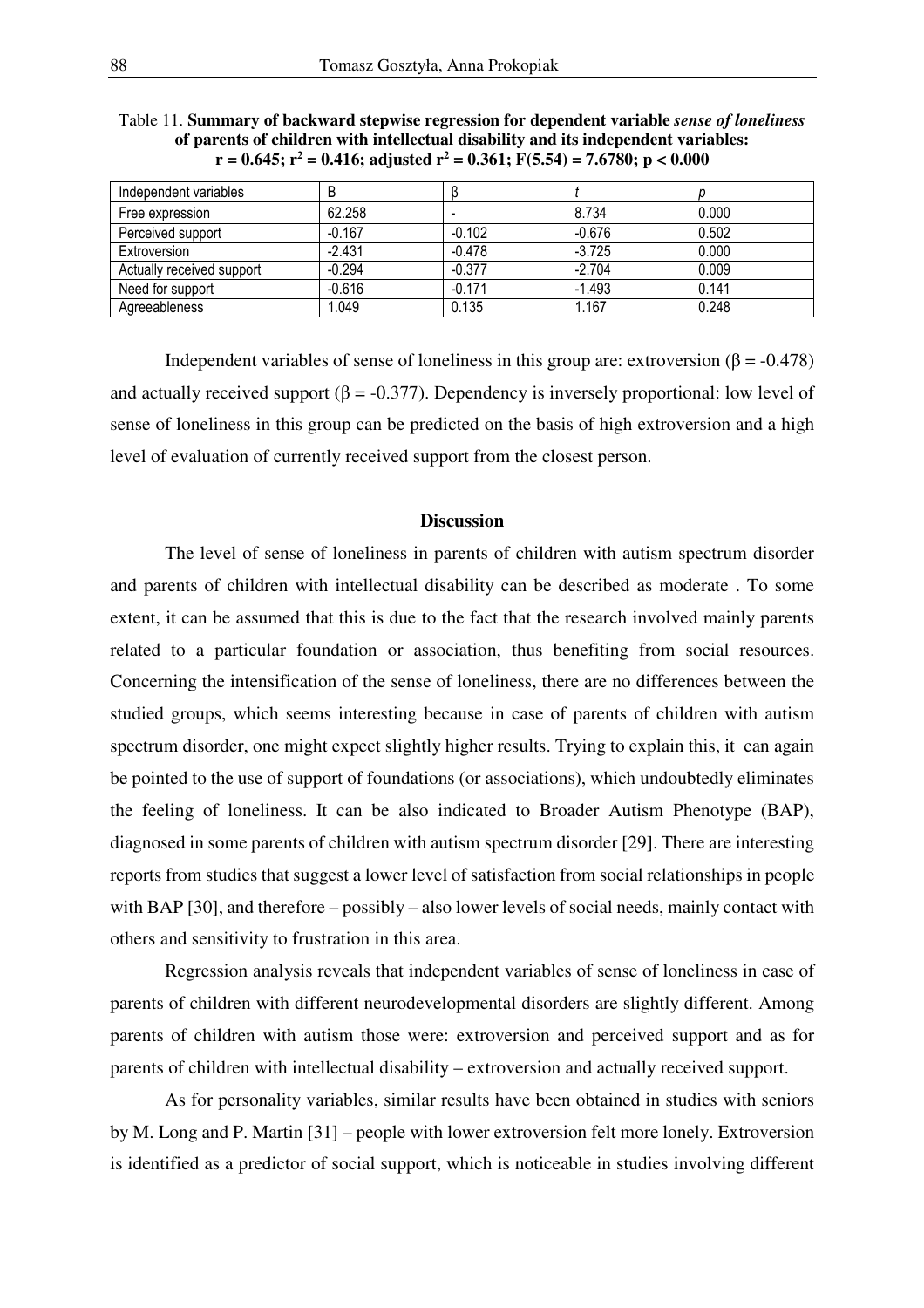Table 11. **Summary of backward stepwise regression for dependent variable *sense of loneliness* of parents of children with intellectual disability and its independent variables: $r = 0.645$; $r^2 = 0.416$; adjusted $r^2 = 0.361$; $F(5.54) = 7.6780$; $p < 0.000$**

| Independent variables | B | β | *t* | *p* |
|---|---|---|---|---|
| Free expression | 62.258 | - | 8.734 | 0.000 |
| Perceived support | -0.167 | -0.102 | -0.676 | 0.502 |
| Extroversion | -2.431 | -0.478 | -3.725 | 0.000 |
| Actually received support | -0.294 | -0.377 | -2.704 | 0.009 |
| Need for support | -0.616 | -0.171 | -1.493 | 0.141 |
| Agreeableness | 1.049 | 0.135 | 1.167 | 0.248 |

Independent variables of sense of loneliness in this group are: extroversion ($\beta = -0.478$) and actually received support ($\beta = -0.377$). Dependency is inversely proportional: low level of sense of loneliness in this group can be predicted on the basis of high extroversion and a high level of evaluation of currently received support from the closest person.

## Discussion

The level of sense of loneliness in parents of children with autism spectrum disorder and parents of children with intellectual disability can be described as moderate . To some extent, it can be assumed that this is due to the fact that the research involved mainly parents related to a particular foundation or association, thus benefiting from social resources. Concerning the intensification of the sense of loneliness, there are no differences between the studied groups, which seems interesting because in case of parents of children with autism spectrum disorder, one might expect slightly higher results. Trying to explain this, it can again be pointed to the use of support of foundations (or associations), which undoubtedly eliminates the feeling of loneliness. It can be also indicated to Broader Autism Phenotype (BAP), diagnosed in some parents of children with autism spectrum disorder [29]. There are interesting reports from studies that suggest a lower level of satisfaction from social relationships in people with BAP [30], and therefore – possibly – also lower levels of social needs, mainly contact with others and sensitivity to frustration in this area.

Regression analysis reveals that independent variables of sense of loneliness in case of parents of children with different neurodevelopmental disorders are slightly different. Among parents of children with autism those were: extroversion and perceived support and as for parents of children with intellectual disability – extroversion and actually received support.

As for personality variables, similar results have been obtained in studies with seniors by M. Long and P. Martin [31] – people with lower extroversion felt more lonely. Extroversion is identified as a predictor of social support, which is noticeable in studies involving different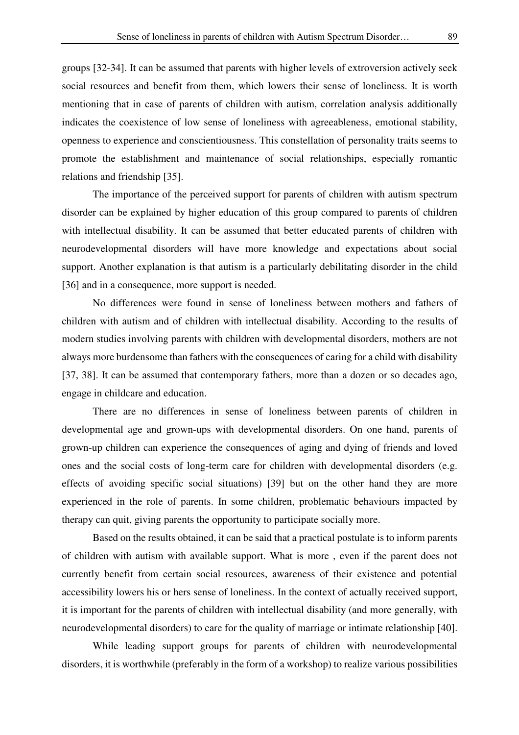groups [32-34]. It can be assumed that parents with higher levels of extroversion actively seek social resources and benefit from them, which lowers their sense of loneliness. It is worth mentioning that in case of parents of children with autism, correlation analysis additionally indicates the coexistence of low sense of loneliness with agreeableness, emotional stability, openness to experience and conscientiousness. This constellation of personality traits seems to promote the establishment and maintenance of social relationships, especially romantic relations and friendship [35].

The importance of the perceived support for parents of children with autism spectrum disorder can be explained by higher education of this group compared to parents of children with intellectual disability. It can be assumed that better educated parents of children with neurodevelopmental disorders will have more knowledge and expectations about social support. Another explanation is that autism is a particularly debilitating disorder in the child [36] and in a consequence, more support is needed.

No differences were found in sense of loneliness between mothers and fathers of children with autism and of children with intellectual disability. According to the results of modern studies involving parents with children with developmental disorders, mothers are not always more burdensome than fathers with the consequences of caring for a child with disability [37, 38]. It can be assumed that contemporary fathers, more than a dozen or so decades ago, engage in childcare and education.

There are no differences in sense of loneliness between parents of children in developmental age and grown-ups with developmental disorders. On one hand, parents of grown-up children can experience the consequences of aging and dying of friends and loved ones and the social costs of long-term care for children with developmental disorders (e.g. effects of avoiding specific social situations) [39] but on the other hand they are more experienced in the role of parents. In some children, problematic behaviours impacted by therapy can quit, giving parents the opportunity to participate socially more.

Based on the results obtained, it can be said that a practical postulate is to inform parents of children with autism with available support. What is more , even if the parent does not currently benefit from certain social resources, awareness of their existence and potential accessibility lowers his or hers sense of loneliness. In the context of actually received support, it is important for the parents of children with intellectual disability (and more generally, with neurodevelopmental disorders) to care for the quality of marriage or intimate relationship [40].

While leading support groups for parents of children with neurodevelopmental disorders, it is worthwhile (preferably in the form of a workshop) to realize various possibilities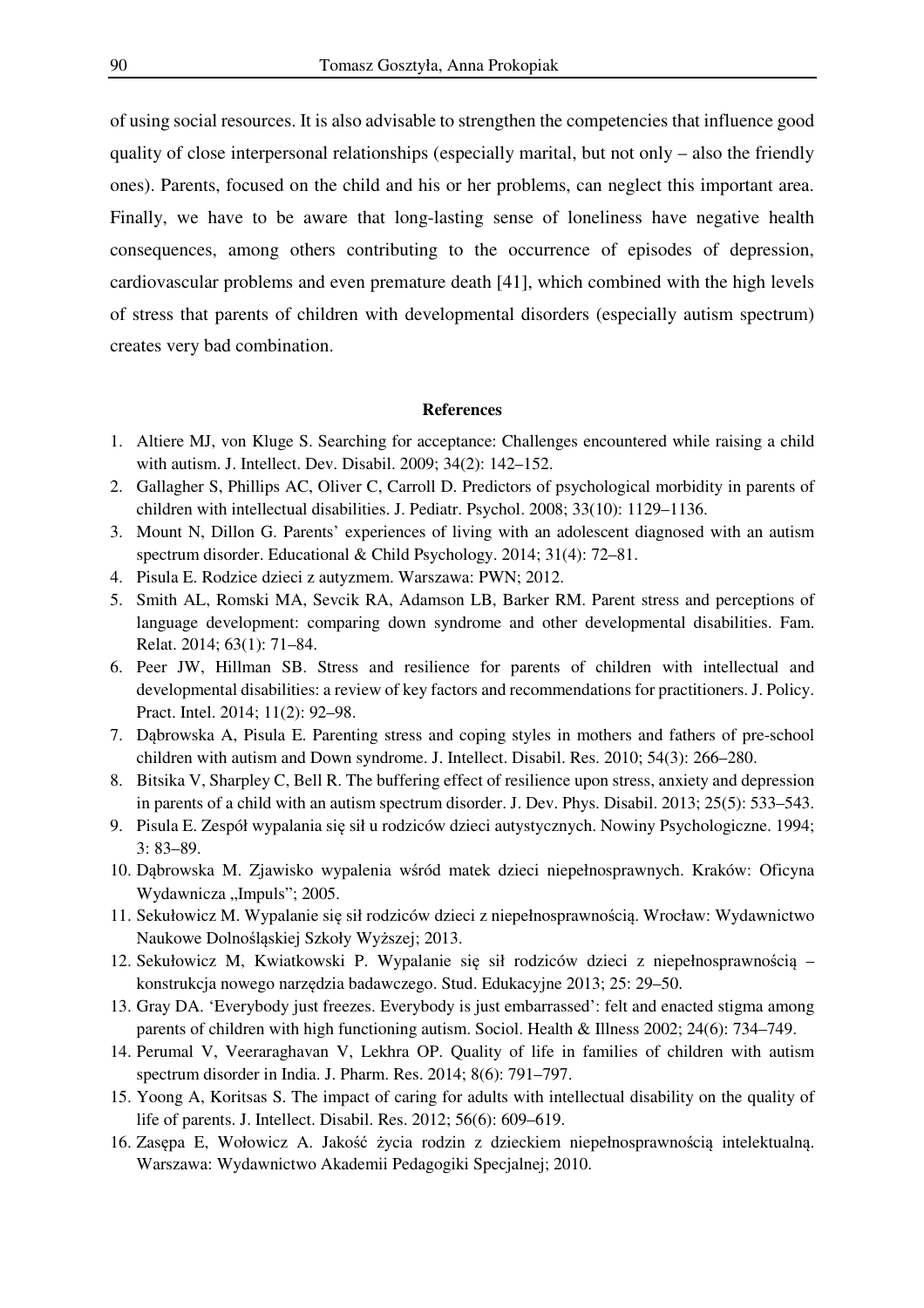of using social resources. It is also advisable to strengthen the competencies that influence good quality of close interpersonal relationships (especially marital, but not only – also the friendly ones). Parents, focused on the child and his or her problems, can neglect this important area. Finally, we have to be aware that long-lasting sense of loneliness have negative health consequences, among others contributing to the occurrence of episodes of depression, cardiovascular problems and even premature death [41], which combined with the high levels of stress that parents of children with developmental disorders (especially autism spectrum) creates very bad combination.

## References

1. Altiere MJ, von Kluge S. Searching for acceptance: Challenges encountered while raising a child with autism. J. Intellect. Dev. Disabil. 2009; 34(2): 142–152.
2. Gallagher S, Phillips AC, Oliver C, Carroll D. Predictors of psychological morbidity in parents of children with intellectual disabilities. J. Pediatr. Psychol. 2008; 33(10): 1129–1136.
3. Mount N, Dillon G. Parents' experiences of living with an adolescent diagnosed with an autism spectrum disorder. Educational & Child Psychology. 2014; 31(4): 72–81.
4. Pisula E. Rodzice dzieci z autyzmem. Warszawa: PWN; 2012.
5. Smith AL, Romski MA, Sevcik RA, Adamson LB, Barker RM. Parent stress and perceptions of language development: comparing down syndrome and other developmental disabilities. Fam. Relat. 2014; 63(1): 71–84.
6. Peer JW, Hillman SB. Stress and resilience for parents of children with intellectual and developmental disabilities: a review of key factors and recommendations for practitioners. J. Policy. Pract. Intel. 2014; 11(2): 92–98.
7. Dąbrowska A, Pisula E. Parenting stress and coping styles in mothers and fathers of pre-school children with autism and Down syndrome. J. Intellect. Disabil. Res. 2010; 54(3): 266–280.
8. Bitsika V, Sharpley C, Bell R. The buffering effect of resilience upon stress, anxiety and depression in parents of a child with an autism spectrum disorder. J. Dev. Phys. Disabil. 2013; 25(5): 533–543.
9. Pisula E. Zespół wypalania się sił u rodziców dzieci autystycznych. Nowiny Psychologiczne. 1994; 3: 83–89.
10. Dąbrowska M. Zjawisko wypalenia wśród matek dzieci niepełnosprawnych. Kraków: Oficyna Wydawnicza „Impuls"; 2005.
11. Sekułowicz M. Wypalanie się sił rodziców dzieci z niepełnosprawnością. Wrocław: Wydawnictwo Naukowe Dolnośląskiej Szkoły Wyższej; 2013.
12. Sekułowicz M, Kwiatkowski P. Wypalanie się sił rodziców dzieci z niepełnosprawnością – konstrukcja nowego narzędzia badawczego. Stud. Edukacyjne 2013; 25: 29–50.
13. Gray DA. 'Everybody just freezes. Everybody is just embarrassed': felt and enacted stigma among parents of children with high functioning autism. Sociol. Health & Illness 2002; 24(6): 734–749.
14. Perumal V, Veeraraghavan V, Lekhra OP. Quality of life in families of children with autism spectrum disorder in India. J. Pharm. Res. 2014; 8(6): 791–797.
15. Yoong A, Koritsas S. The impact of caring for adults with intellectual disability on the quality of life of parents. J. Intellect. Disabil. Res. 2012; 56(6): 609–619.
16. Zasępa E, Wołowicz A. Jakość życia rodzin z dzieckiem niepełnosprawnością intelektualną. Warszawa: Wydawnictwo Akademii Pedagogiki Specjalnej; 2010.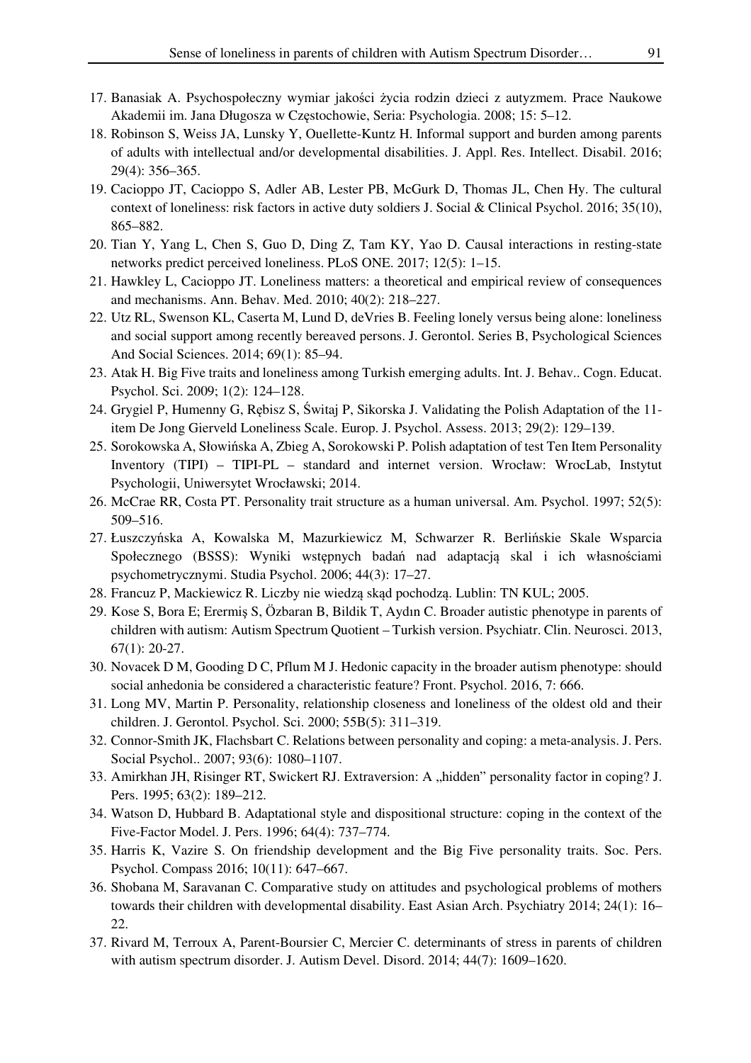17. Banasiak A. Psychospołeczny wymiar jakości życia rodzin dzieci z autyzmem. Prace Naukowe Akademii im. Jana Długosza w Częstochowie, Seria: Psychologia. 2008; 15: 5–12.
18. Robinson S, Weiss JA, Lunsky Y, Ouellette-Kuntz H. Informal support and burden among parents of adults with intellectual and/or developmental disabilities. J. Appl. Res. Intellect. Disabil. 2016; 29(4): 356–365.
19. Cacioppo JT, Cacioppo S, Adler AB, Lester PB, McGurk D, Thomas JL, Chen Hy. The cultural context of loneliness: risk factors in active duty soldiers J. Social & Clinical Psychol. 2016; 35(10), 865–882.
20. Tian Y, Yang L, Chen S, Guo D, Ding Z, Tam KY, Yao D. Causal interactions in resting-state networks predict perceived loneliness. PLoS ONE. 2017; 12(5): 1–15.
21. Hawkley L, Cacioppo JT. Loneliness matters: a theoretical and empirical review of consequences and mechanisms. Ann. Behav. Med. 2010; 40(2): 218–227.
22. Utz RL, Swenson KL, Caserta M, Lund D, deVries B. Feeling lonely versus being alone: loneliness and social support among recently bereaved persons. J. Gerontol. Series B, Psychological Sciences And Social Sciences. 2014; 69(1): 85–94.
23. Atak H. Big Five traits and loneliness among Turkish emerging adults. Int. J. Behav.. Cogn. Educat. Psychol. Sci. 2009; 1(2): 124–128.
24. Grygiel P, Humenny G, Rębisz S, Świtaj P, Sikorska J. Validating the Polish Adaptation of the 11-item De Jong Gierveld Loneliness Scale. Europ. J. Psychol. Assess. 2013; 29(2): 129–139.
25. Sorokowska A, Słowińska A, Zbieg A, Sorokowski P. Polish adaptation of test Ten Item Personality Inventory (TIPI) – TIPI-PL – standard and internet version. Wrocław: WrocLab, Instytut Psychologii, Uniwersytet Wrocławski; 2014.
26. McCrae RR, Costa PT. Personality trait structure as a human universal. Am. Psychol. 1997; 52(5): 509–516.
27. Łuszczyńska A, Kowalska M, Mazurkiewicz M, Schwarzer R. Berlińskie Skale Wsparcia Społecznego (BSSS): Wyniki wstępnych badań nad adaptacją skal i ich własnościami psychometrycznymi. Studia Psychol. 2006; 44(3): 17–27.
28. Francuz P, Mackiewicz R. Liczby nie wiedzą skąd pochodzą. Lublin: TN KUL; 2005.
29. Kose S, Bora E; Erermiş S, Özbaran B, Bildik T, Aydın C. Broader autistic phenotype in parents of children with autism: Autism Spectrum Quotient – Turkish version. Psychiatr. Clin. Neurosci. 2013, 67(1): 20-27.
30. Novacek D M, Gooding D C, Pflum M J. Hedonic capacity in the broader autism phenotype: should social anhedonia be considered a characteristic feature? Front. Psychol. 2016, 7: 666.
31. Long MV, Martin P. Personality, relationship closeness and loneliness of the oldest old and their children. J. Gerontol. Psychol. Sci. 2000; 55B(5): 311–319.
32. Connor-Smith JK, Flachsbart C. Relations between personality and coping: a meta-analysis. J. Pers. Social Psychol.. 2007; 93(6): 1080–1107.
33. Amirkhan JH, Risinger RT, Swickert RJ. Extraversion: A „hidden" personality factor in coping? J. Pers. 1995; 63(2): 189–212.
34. Watson D, Hubbard B. Adaptational style and dispositional structure: coping in the context of the Five-Factor Model. J. Pers. 1996; 64(4): 737–774.
35. Harris K, Vazire S. On friendship development and the Big Five personality traits. Soc. Pers. Psychol. Compass 2016; 10(11): 647–667.
36. Shobana M, Saravanan C. Comparative study on attitudes and psychological problems of mothers towards their children with developmental disability. East Asian Arch. Psychiatry 2014; 24(1): 16–22.
37. Rivard M, Terroux A, Parent-Boursier C, Mercier C. determinants of stress in parents of children with autism spectrum disorder. J. Autism Devel. Disord. 2014; 44(7): 1609–1620.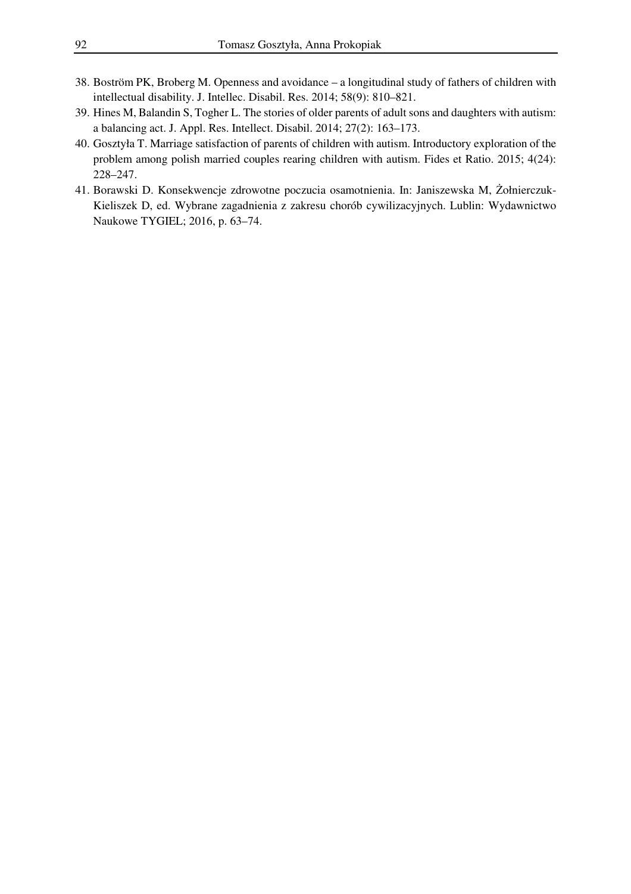38. Boström PK, Broberg M. Openness and avoidance – a longitudinal study of fathers of children with intellectual disability. J. Intellec. Disabil. Res. 2014; 58(9): 810–821.
39. Hines M, Balandin S, Togher L. The stories of older parents of adult sons and daughters with autism: a balancing act. J. Appl. Res. Intellect. Disabil. 2014; 27(2): 163–173.
40. Gosztyła T. Marriage satisfaction of parents of children with autism. Introductory exploration of the problem among polish married couples rearing children with autism. Fides et Ratio. 2015; 4(24): 228–247.
41. Borawski D. Konsekwencje zdrowotne poczucia osamotnienia. In: Janiszewska M, Żołnierczuk-Kieliszek D, ed. Wybrane zagadnienia z zakresu chorób cywilizacyjnych. Lublin: Wydawnictwo Naukowe TYGIEL; 2016, p. 63–74.